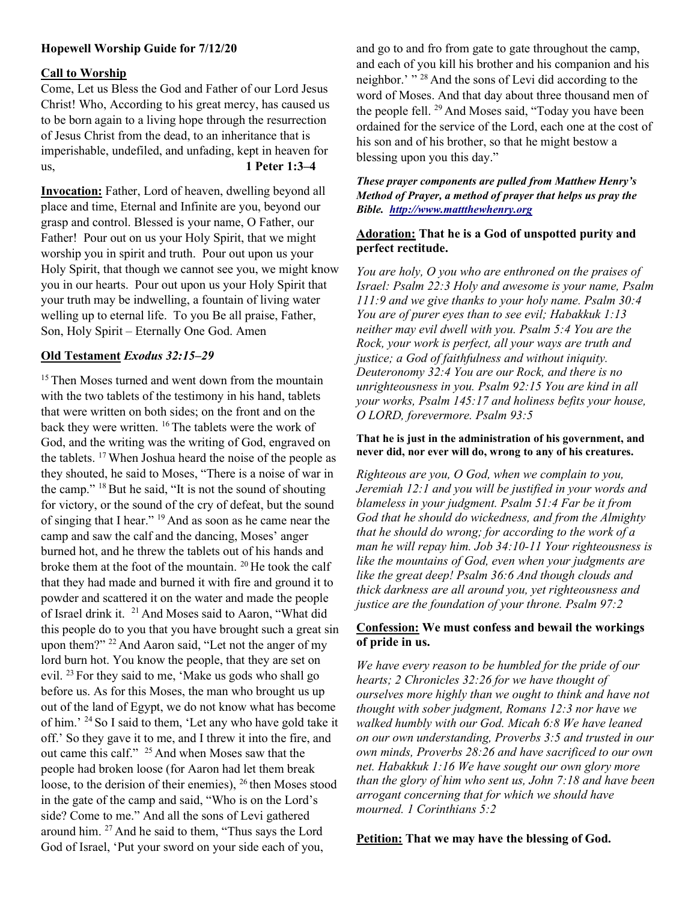**Hopewell Worship Guide for 7/12/20**

**Call to Worship**

Come, Let us Bless the God and Father of our Lord Jesus Christ! Who, According to his great mercy, has caused us to be born again to a living hope through the resurrection of Jesus Christ from the dead, to an inheritance that is imperishable, undefiled, and unfading, kept in heaven for us, **1 Peter 1:3–4**

**Invocation:** Father, Lord of heaven, dwelling beyond all place and time, Eternal and Infinite are you, beyond our grasp and control. Blessed is your name, O Father, our Father! Pour out on us your Holy Spirit, that we might worship you in spirit and truth. Pour out upon us your Holy Spirit, that though we cannot see you, we might know you in our hearts. Pour out upon us your Holy Spirit that your truth may be indwelling, a fountain of living water welling up to eternal life. To you Be all praise, Father, Son, Holy Spirit – Eternally One God. Amen

**Old Testament** ***Exodus 32:15–29***

[15] Then Moses turned and went down from the mountain with the two tablets of the testimony in his hand, tablets that were written on both sides; on the front and on the back they were written. [16] The tablets were the work of God, and the writing was the writing of God, engraved on the tablets. [17] When Joshua heard the noise of the people as they shouted, he said to Moses, "There is a noise of war in the camp." [18] But he said, "It is not the sound of shouting for victory, or the sound of the cry of defeat, but the sound of singing that I hear." [19] And as soon as he came near the camp and saw the calf and the dancing, Moses' anger burned hot, and he threw the tablets out of his hands and broke them at the foot of the mountain. [20] He took the calf that they had made and burned it with fire and ground it to powder and scattered it on the water and made the people of Israel drink it. [21] And Moses said to Aaron, "What did this people do to you that you have brought such a great sin upon them?" [22] And Aaron said, "Let not the anger of my lord burn hot. You know the people, that they are set on evil. [23] For they said to me, 'Make us gods who shall go before us. As for this Moses, the man who brought us up out of the land of Egypt, we do not know what has become of him.' [24] So I said to them, 'Let any who have gold take it off.' So they gave it to me, and I threw it into the fire, and out came this calf." [25] And when Moses saw that the people had broken loose (for Aaron had let them break loose, to the derision of their enemies), [26] then Moses stood in the gate of the camp and said, "Who is on the Lord's side? Come to me." And all the sons of Levi gathered around him. [27] And he said to them, "Thus says the Lord God of Israel, 'Put your sword on your side each of you, and go to and fro from gate to gate throughout the camp, and each of you kill his brother and his companion and his neighbor.' " [28] And the sons of Levi did according to the word of Moses. And that day about three thousand men of the people fell. [29] And Moses said, "Today you have been ordained for the service of the Lord, each one at the cost of his son and of his brother, so that he might bestow a blessing upon you this day."

***These prayer components are pulled from Matthew Henry's Method of Prayer, a method of prayer that helps us pray the Bible. [http://www.mattthewhenry.org](http://www.mattthewhenry.org)***

**Adoration: That he is a God of unspotted purity and perfect rectitude.**

*You are holy, O you who are enthroned on the praises of Israel: Psalm 22:3 Holy and awesome is your name, Psalm 111:9 and we give thanks to your holy name. Psalm 30:4 You are of purer eyes than to see evil; Habakkuk 1:13 neither may evil dwell with you. Psalm 5:4 You are the Rock, your work is perfect, all your ways are truth and justice; a God of faithfulness and without iniquity. Deuteronomy 32:4 You are our Rock, and there is no unrighteousness in you. Psalm 92:15 You are kind in all your works, Psalm 145:17 and holiness befits your house, O LORD, forevermore. Psalm 93:5*

**That he is just in the administration of his government, and never did, nor ever will do, wrong to any of his creatures.**

*Righteous are you, O God, when we complain to you, Jeremiah 12:1 and you will be justified in your words and blameless in your judgment. Psalm 51:4 Far be it from God that he should do wickedness, and from the Almighty that he should do wrong; for according to the work of a man he will repay him. Job 34:10-11 Your righteousness is like the mountains of God, even when your judgments are like the great deep! Psalm 36:6 And though clouds and thick darkness are all around you, yet righteousness and justice are the foundation of your throne. Psalm 97:2*

**Confession: We must confess and bewail the workings of pride in us.**

*We have every reason to be humbled for the pride of our hearts; 2 Chronicles 32:26 for we have thought of ourselves more highly than we ought to think and have not thought with sober judgment, Romans 12:3 nor have we walked humbly with our God. Micah 6:8 We have leaned on our own understanding, Proverbs 3:5 and trusted in our own minds, Proverbs 28:26 and have sacrificed to our own net. Habakkuk 1:16 We have sought our own glory more than the glory of him who sent us, John 7:18 and have been arrogant concerning that for which we should have mourned. 1 Corinthians 5:2*

**Petition: That we may have the blessing of God.**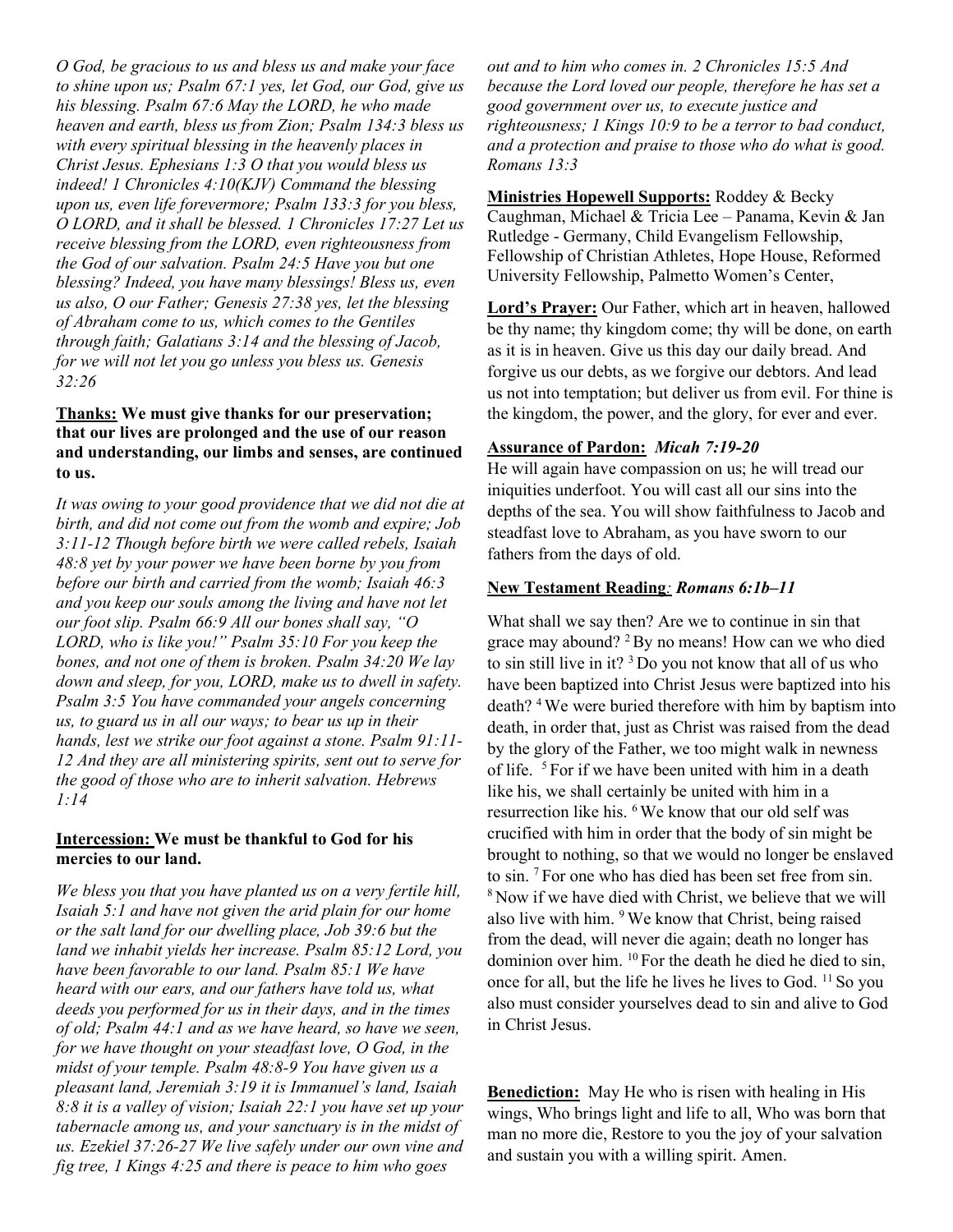*O God, be gracious to us and bless us and make your face to shine upon us; Psalm 67:1 yes, let God, our God, give us his blessing. Psalm 67:6 May the LORD, he who made heaven and earth, bless us from Zion; Psalm 134:3 bless us with every spiritual blessing in the heavenly places in Christ Jesus. Ephesians 1:3 O that you would bless us indeed! 1 Chronicles 4:10(KJV) Command the blessing upon us, even life forevermore; Psalm 133:3 for you bless, O LORD, and it shall be blessed. 1 Chronicles 17:27 Let us receive blessing from the LORD, even righteousness from the God of our salvation. Psalm 24:5 Have you but one blessing? Indeed, you have many blessings! Bless us, even us also, O our Father; Genesis 27:38 yes, let the blessing of Abraham come to us, which comes to the Gentiles through faith; Galatians 3:14 and the blessing of Jacob, for we will not let you go unless you bless us. Genesis 32:26*

**Thanks: We must give thanks for our preservation; that our lives are prolonged and the use of our reason and understanding, our limbs and senses, are continued to us.**

*It was owing to your good providence that we did not die at birth, and did not come out from the womb and expire; Job 3:11-12 Though before birth we were called rebels, Isaiah 48:8 yet by your power we have been borne by you from before our birth and carried from the womb; Isaiah 46:3 and you keep our souls among the living and have not let our foot slip. Psalm 66:9 All our bones shall say, "O LORD, who is like you!" Psalm 35:10 For you keep the bones, and not one of them is broken. Psalm 34:20 We lay down and sleep, for you, LORD, make us to dwell in safety. Psalm 3:5 You have commanded your angels concerning us, to guard us in all our ways; to bear us up in their hands, lest we strike our foot against a stone. Psalm 91:11-12 And they are all ministering spirits, sent out to serve for the good of those who are to inherit salvation. Hebrews 1:14*

**Intercession: We must be thankful to God for his mercies to our land.**

*We bless you that you have planted us on a very fertile hill, Isaiah 5:1 and have not given the arid plain for our home or the salt land for our dwelling place, Job 39:6 but the land we inhabit yields her increase. Psalm 85:12 Lord, you have been favorable to our land. Psalm 85:1 We have heard with our ears, and our fathers have told us, what deeds you performed for us in their days, and in the times of old; Psalm 44:1 and as we have heard, so have we seen, for we have thought on your steadfast love, O God, in the midst of your temple. Psalm 48:8-9 You have given us a pleasant land, Jeremiah 3:19 it is Immanuel's land, Isaiah 8:8 it is a valley of vision; Isaiah 22:1 you have set up your tabernacle among us, and your sanctuary is in the midst of us. Ezekiel 37:26-27 We live safely under our own vine and fig tree, 1 Kings 4:25 and there is peace to him who goes out and to him who comes in. 2 Chronicles 15:5 And because the Lord loved our people, therefore he has set a good government over us, to execute justice and righteousness; 1 Kings 10:9 to be a terror to bad conduct, and a protection and praise to those who do what is good. Romans 13:3*

**Ministries Hopewell Supports:** Roddey & Becky Caughman, Michael & Tricia Lee – Panama, Kevin & Jan Rutledge - Germany, Child Evangelism Fellowship, Fellowship of Christian Athletes, Hope House, Reformed University Fellowship, Palmetto Women's Center,

**Lord's Prayer:** Our Father, which art in heaven, hallowed be thy name; thy kingdom come; thy will be done, on earth as it is in heaven. Give us this day our daily bread. And forgive us our debts, as we forgive our debtors. And lead us not into temptation; but deliver us from evil. For thine is the kingdom, the power, and the glory, for ever and ever.

**Assurance of Pardon:** ***Micah 7:19-20***

He will again have compassion on us; he will tread our iniquities underfoot. You will cast all our sins into the depths of the sea. You will show faithfulness to Jacob and steadfast love to Abraham, as you have sworn to our fathers from the days of old.

**New Testament Reading*: Romans 6:1b–11***

What shall we say then? Are we to continue in sin that grace may abound? [2] By no means! How can we who died to sin still live in it? [3] Do you not know that all of us who have been baptized into Christ Jesus were baptized into his death? [4] We were buried therefore with him by baptism into death, in order that, just as Christ was raised from the dead by the glory of the Father, we too might walk in newness of life. [5] For if we have been united with him in a death like his, we shall certainly be united with him in a resurrection like his. [6] We know that our old self was crucified with him in order that the body of sin might be brought to nothing, so that we would no longer be enslaved to sin. [7] For one who has died has been set free from sin. [8] Now if we have died with Christ, we believe that we will also live with him. [9] We know that Christ, being raised from the dead, will never die again; death no longer has dominion over him. [10] For the death he died he died to sin, once for all, but the life he lives he lives to God. [11] So you also must consider yourselves dead to sin and alive to God in Christ Jesus.

**Benediction:** May He who is risen with healing in His wings, Who brings light and life to all, Who was born that man no more die, Restore to you the joy of your salvation and sustain you with a willing spirit. Amen.